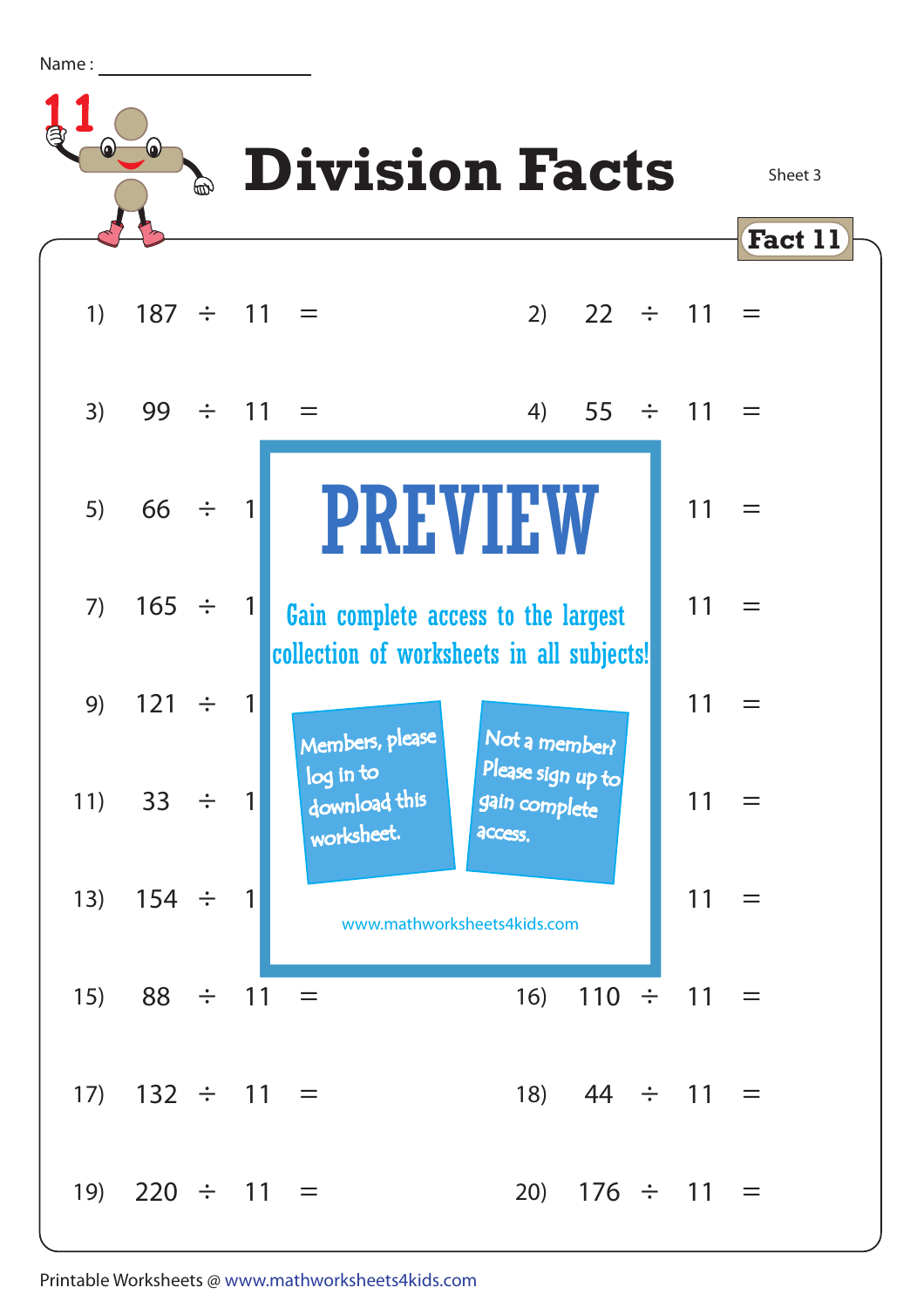Name : ____________________

# Division Facts

Sheet 3

**Fact 11**

1) 187 ÷ 11 =

2) 22 ÷ 11 =

3) 99 ÷ 11 =

4) 55 ÷ 11 =

5) 66 ÷ 1

11 =

7) 165 ÷ 1

11 =

9) 121 ÷ 1

11 =

11) 33 ÷ 1

11 =

13) 154 ÷ 1

11 =

15) 88 ÷ 11 =

16) 110 ÷ 11 =

17) 132 ÷ 11 =

18) 44 ÷ 11 =

19) 220 ÷ 11 =

20) 176 ÷ 11 =

**PREVIEW**

Gain complete access to the largest collection of worksheets in all subjects!

Members, please log in to download this worksheet.

Not a member? Please sign up to gain complete access.

www.mathworksheets4kids.com

Printable Worksheets @ www.mathworksheets4kids.com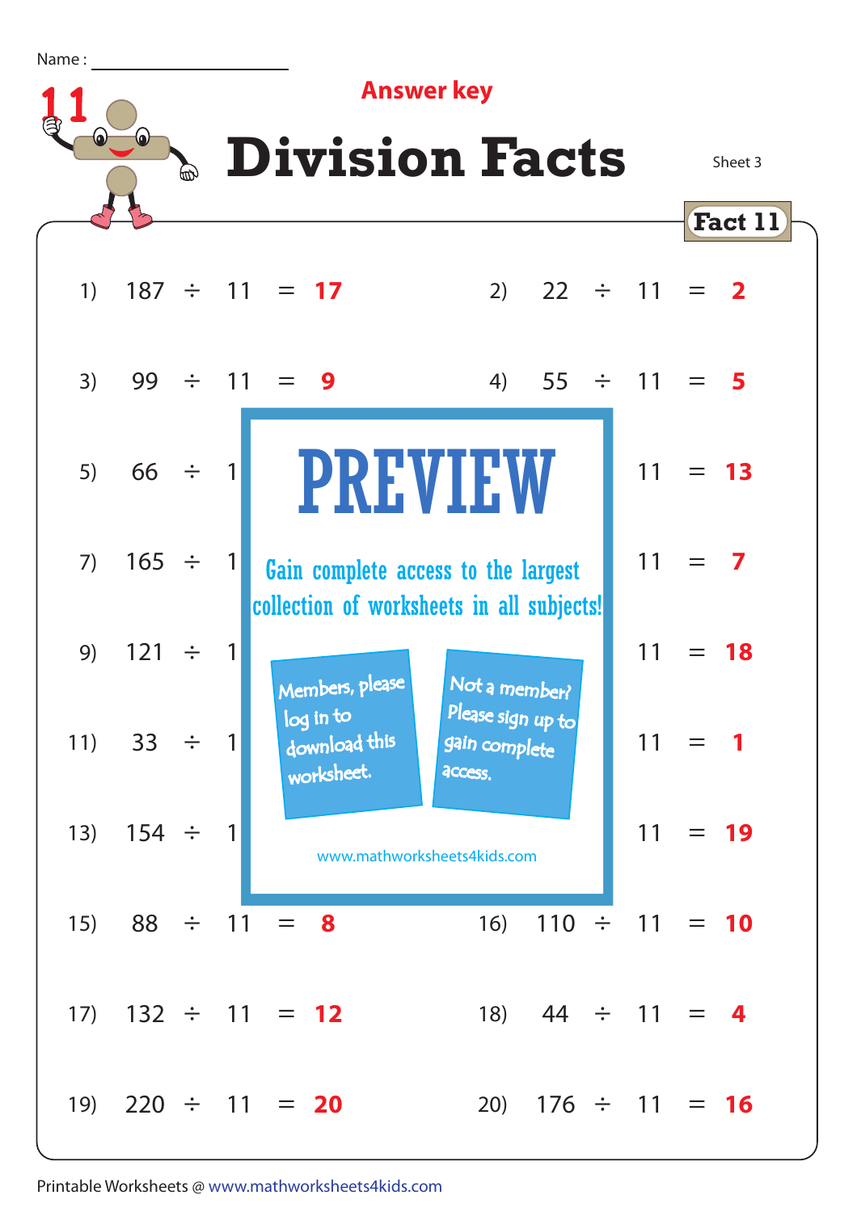Name : ____________________

Answer key

# Division Facts

Sheet 3

**Fact 11**

1) $187 \div 11 = $ **17**

2) $22 \div 11 = $ **2**

3) $99 \div 11 = $ **9**

4) $55 \div 11 = $ **5**

5) $66 \div 1$

6) $11 = $ **13**

7) $165 \div 1$

8) $11 = $ **7**

9) $121 \div 1$

10) $11 = $ **18**

11) $33 \div 1$

12) $11 = $ **1**

13) $154 \div 1$

14) $11 = $ **19**

15) $88 \div 11 = $ **8**

16) $110 \div 11 = $ **10**

17) $132 \div 11 = $ **12**

18) $44 \div 11 = $ **4**

19) $220 \div 11 = $ **20**

20) $176 \div 11 = $ **16**

PREVIEW

Gain complete access to the largest collection of worksheets in all subjects!

Members, please log in to download this worksheet.

Not a member? Please sign up to gain complete access.

www.mathworksheets4kids.com

Printable Worksheets @ www.mathworksheets4kids.com